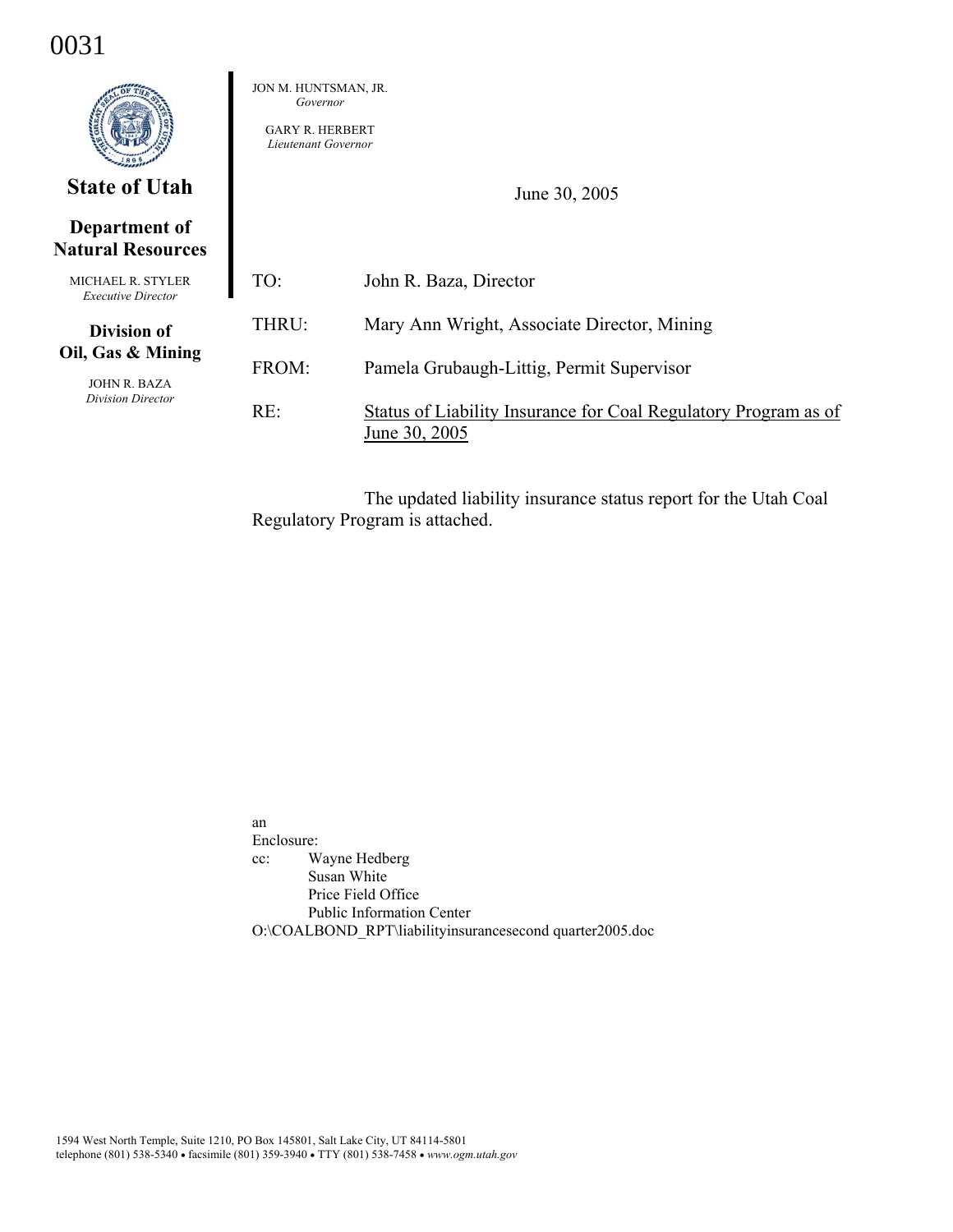0031

**State of Utah**

**Department of Natural Resources**

MICHAEL R. STYLER
*Executive Director*

**Division of Oil, Gas & Mining**

JOHN R. BAZA
*Division Director*

JON M. HUNTSMAN, JR.
*Governor*

GARY R. HERBERT
*Lieutenant Governor*

June 30, 2005

TO: John R. Baza, Director

THRU: Mary Ann Wright, Associate Director, Mining

FROM: Pamela Grubaugh-Littig, Permit Supervisor

RE: Status of Liability Insurance for Coal Regulatory Program as of June 30, 2005

The updated liability insurance status report for the Utah Coal Regulatory Program is attached.

an
Enclosure:
cc: Wayne Hedberg
Susan White
Price Field Office
Public Information Center
O:\COALBOND_RPT\liabilityinsurancesecond quarter2005.doc

1594 West North Temple, Suite 1210, PO Box 145801, Salt Lake City, UT 84114-5801
telephone (801) 538-5340 • facsimile (801) 359-3940 • TTY (801) 538-7458 • *www.ogm.utah.gov*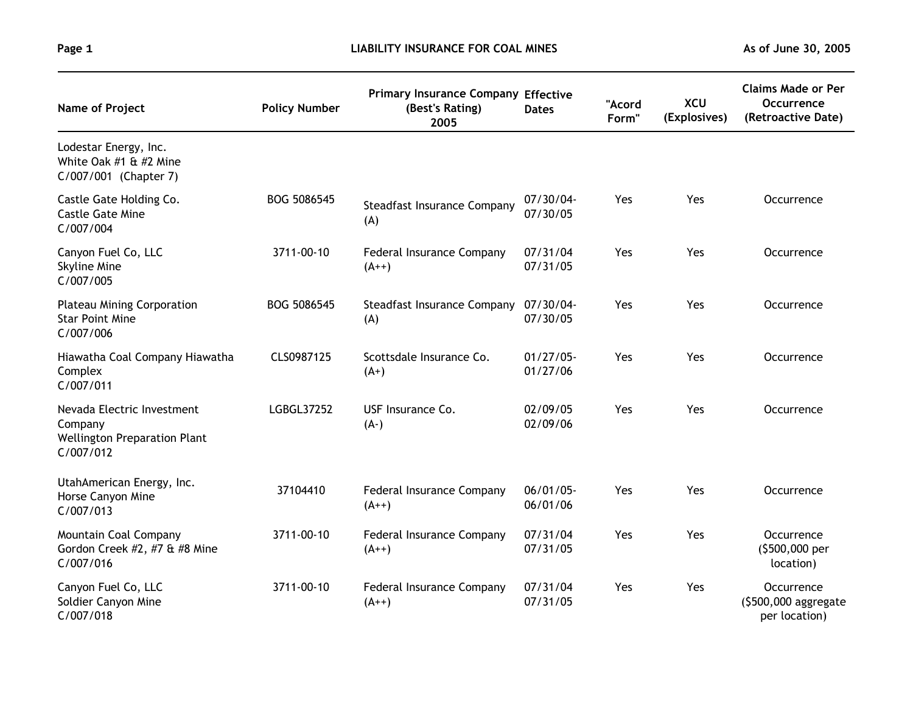# LIABILITY INSURANCE FOR COAL MINES

As of June 30, 2005

| Name of Project | Policy Number | Primary Insurance Company (Best's Rating) 2005 | Effective Dates | "Acord Form" | XCU (Explosives) | Claims Made or Per Occurrence (Retroactive Date) |
|---|---|---|---|---|---|---|
| Lodestar Energy, Inc. White Oak #1 & #2 Mine C/007/001 (Chapter 7) | | | | | | |
| Castle Gate Holding Co. Castle Gate Mine C/007/004 | BOG 5086545 | Steadfast Insurance Company (A) | 07/30/04- 07/30/05 | Yes | Yes | Occurrence |
| Canyon Fuel Co, LLC Skyline Mine C/007/005 | 3711-00-10 | Federal Insurance Company (A++) | 07/31/04 07/31/05 | Yes | Yes | Occurrence |
| Plateau Mining Corporation Star Point Mine C/007/006 | BOG 5086545 | Steadfast Insurance Company (A) | 07/30/04- 07/30/05 | Yes | Yes | Occurrence |
| Hiawatha Coal Company Hiawatha Complex C/007/011 | CLS0987125 | Scottsdale Insurance Co. (A+) | 01/27/05- 01/27/06 | Yes | Yes | Occurrence |
| Nevada Electric Investment Company Wellington Preparation Plant C/007/012 | LGBGL37252 | USF Insurance Co. (A-) | 02/09/05 02/09/06 | Yes | Yes | Occurrence |
| UtahAmerican Energy, Inc. Horse Canyon Mine C/007/013 | 37104410 | Federal Insurance Company (A++) | 06/01/05- 06/01/06 | Yes | Yes | Occurrence |
| Mountain Coal Company Gordon Creek #2, #7 & #8 Mine C/007/016 | 3711-00-10 | Federal Insurance Company (A++) | 07/31/04 07/31/05 | Yes | Yes | Occurrence ($500,000 per location) |
| Canyon Fuel Co, LLC Soldier Canyon Mine C/007/018 | 3711-00-10 | Federal Insurance Company (A++) | 07/31/04 07/31/05 | Yes | Yes | Occurrence ($500,000 aggregate per location) |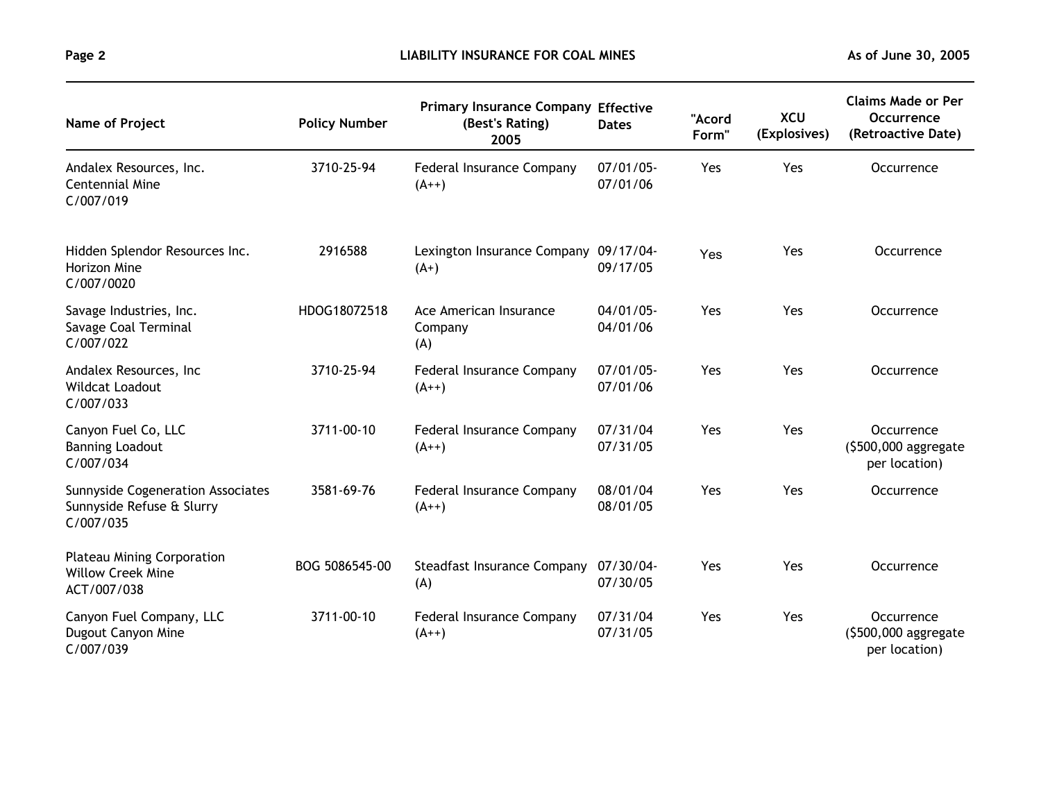| Name of Project | Policy Number | Primary Insurance Company (Best's Rating) 2005 | Effective Dates | "Acord Form" | XCU (Explosives) | Claims Made or Per Occurrence (Retroactive Date) |
|---|---|---|---|---|---|---|
| Andalex Resources, Inc. Centennial Mine C/007/019 | 3710-25-94 | Federal Insurance Company (A++) | 07/01/05-07/01/06 | Yes | Yes | Occurrence |
| Hidden Splendor Resources Inc. Horizon Mine C/007/0020 | 2916588 | Lexington Insurance Company (A+) | 09/17/04-09/17/05 | Yes | Yes | Occurrence |
| Savage Industries, Inc. Savage Coal Terminal C/007/022 | HDOG18072518 | Ace American Insurance Company (A) | 04/01/05-04/01/06 | Yes | Yes | Occurrence |
| Andalex Resources, Inc Wildcat Loadout C/007/033 | 3710-25-94 | Federal Insurance Company (A++) | 07/01/05-07/01/06 | Yes | Yes | Occurrence |
| Canyon Fuel Co, LLC Banning Loadout C/007/034 | 3711-00-10 | Federal Insurance Company (A++) | 07/31/04 07/31/05 | Yes | Yes | Occurrence ($500,000 aggregate per location) |
| Sunnyside Cogeneration Associates Sunnyside Refuse & Slurry C/007/035 | 3581-69-76 | Federal Insurance Company (A++) | 08/01/04 08/01/05 | Yes | Yes | Occurrence |
| Plateau Mining Corporation Willow Creek Mine ACT/007/038 | BOG 5086545-00 | Steadfast Insurance Company (A) | 07/30/04-07/30/05 | Yes | Yes | Occurrence |
| Canyon Fuel Company, LLC Dugout Canyon Mine C/007/039 | 3711-00-10 | Federal Insurance Company (A++) | 07/31/04 07/31/05 | Yes | Yes | Occurrence ($500,000 aggregate per location) |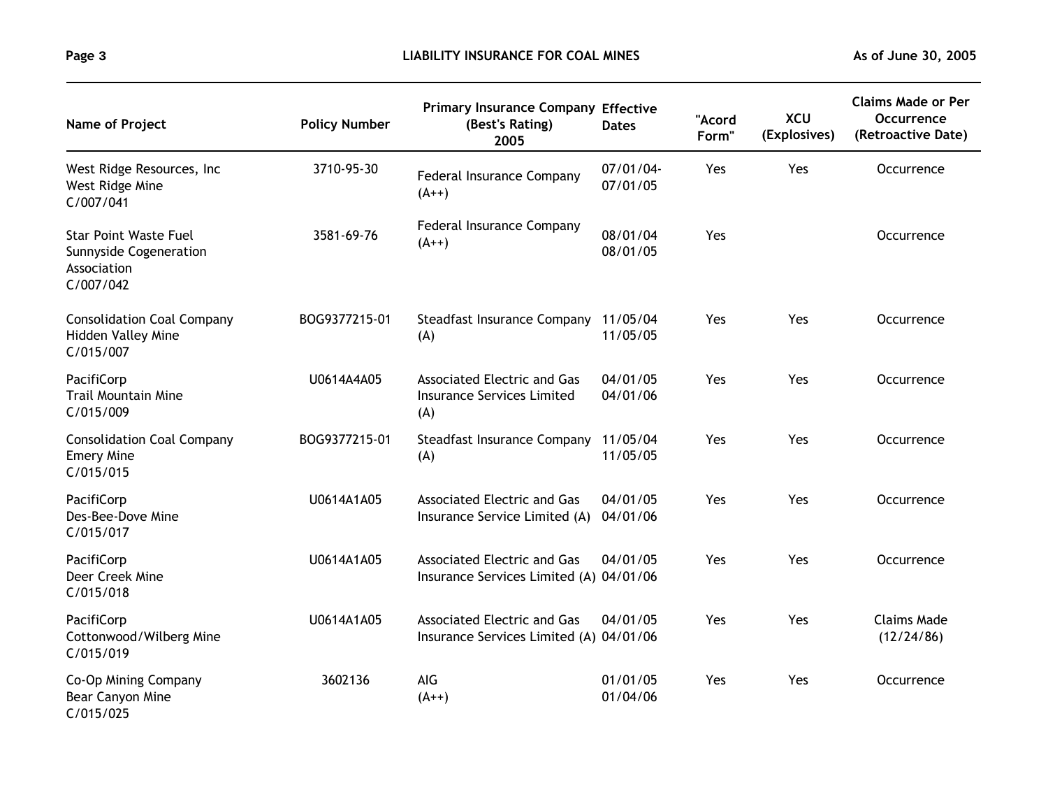| Name of Project | Policy Number | Primary Insurance Company (Best's Rating) 2005 | Effective Dates | "Acord Form" | XCU (Explosives) | Claims Made or Per Occurrence (Retroactive Date) |
|---|---|---|---|---|---|---|
| West Ridge Resources, Inc West Ridge Mine C/007/041 | 3710-95-30 | Federal Insurance Company (A++) | 07/01/04- 07/01/05 | Yes | Yes | Occurrence |
| Star Point Waste Fuel Sunnyside Cogeneration Association C/007/042 | 3581-69-76 | Federal Insurance Company (A++) | 08/01/04 08/01/05 | Yes | | Occurrence |
| Consolidation Coal Company Hidden Valley Mine C/015/007 | BOG9377215-01 | Steadfast Insurance Company (A) | 11/05/04 11/05/05 | Yes | Yes | Occurrence |
| PacifiCorp Trail Mountain Mine C/015/009 | U0614A4A05 | Associated Electric and Gas Insurance Services Limited (A) | 04/01/05 04/01/06 | Yes | Yes | Occurrence |
| Consolidation Coal Company Emery Mine C/015/015 | BOG9377215-01 | Steadfast Insurance Company (A) | 11/05/04 11/05/05 | Yes | Yes | Occurrence |
| PacifiCorp Des-Bee-Dove Mine C/015/017 | U0614A1A05 | Associated Electric and Gas Insurance Service Limited (A) | 04/01/05 04/01/06 | Yes | Yes | Occurrence |
| PacifiCorp Deer Creek Mine C/015/018 | U0614A1A05 | Associated Electric and Gas Insurance Services Limited (A) | 04/01/05 04/01/06 | Yes | Yes | Occurrence |
| PacifiCorp Cottonwood/Wilberg Mine C/015/019 | U0614A1A05 | Associated Electric and Gas Insurance Services Limited (A) | 04/01/05 04/01/06 | Yes | Yes | Claims Made (12/24/86) |
| Co-Op Mining Company Bear Canyon Mine C/015/025 | 3602136 | AIG (A++) | 01/01/05 01/04/06 | Yes | Yes | Occurrence |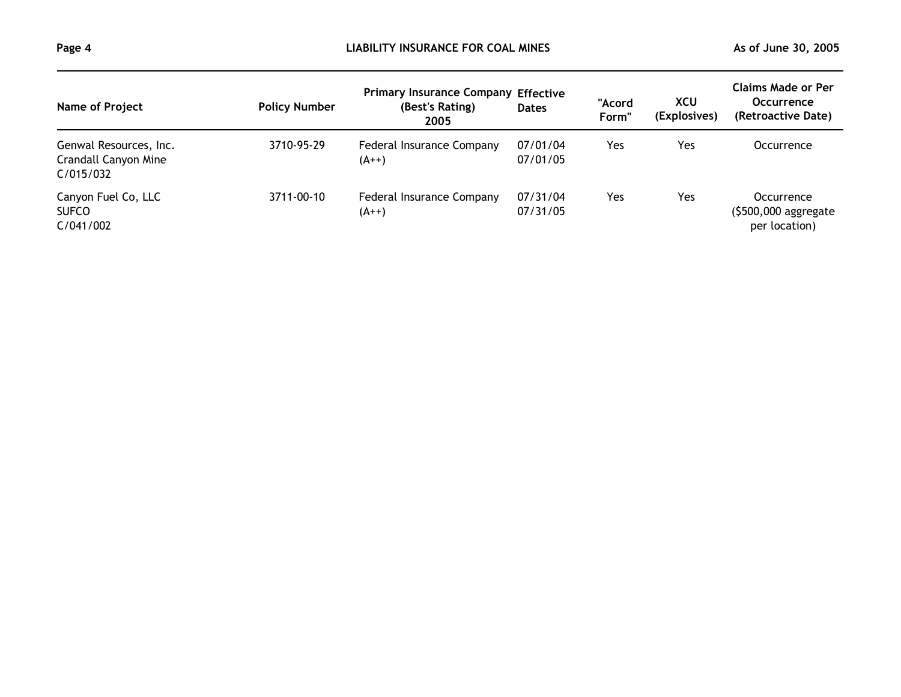| Name of Project | Policy Number | Primary Insurance Company (Best's Rating) 2005 | Effective Dates | "Acord Form" | XCU (Explosives) | Claims Made or Per Occurrence (Retroactive Date) |
|---|---|---|---|---|---|---|
| Genwal Resources, Inc. Crandall Canyon Mine C/015/032 | 3710-95-29 | Federal Insurance Company (A++) | 07/01/04 07/01/05 | Yes | Yes | Occurrence |
| Canyon Fuel Co, LLC SUFCO C/041/002 | 3711-00-10 | Federal Insurance Company (A++) | 07/31/04 07/31/05 | Yes | Yes | Occurrence ($500,000 aggregate per location) |